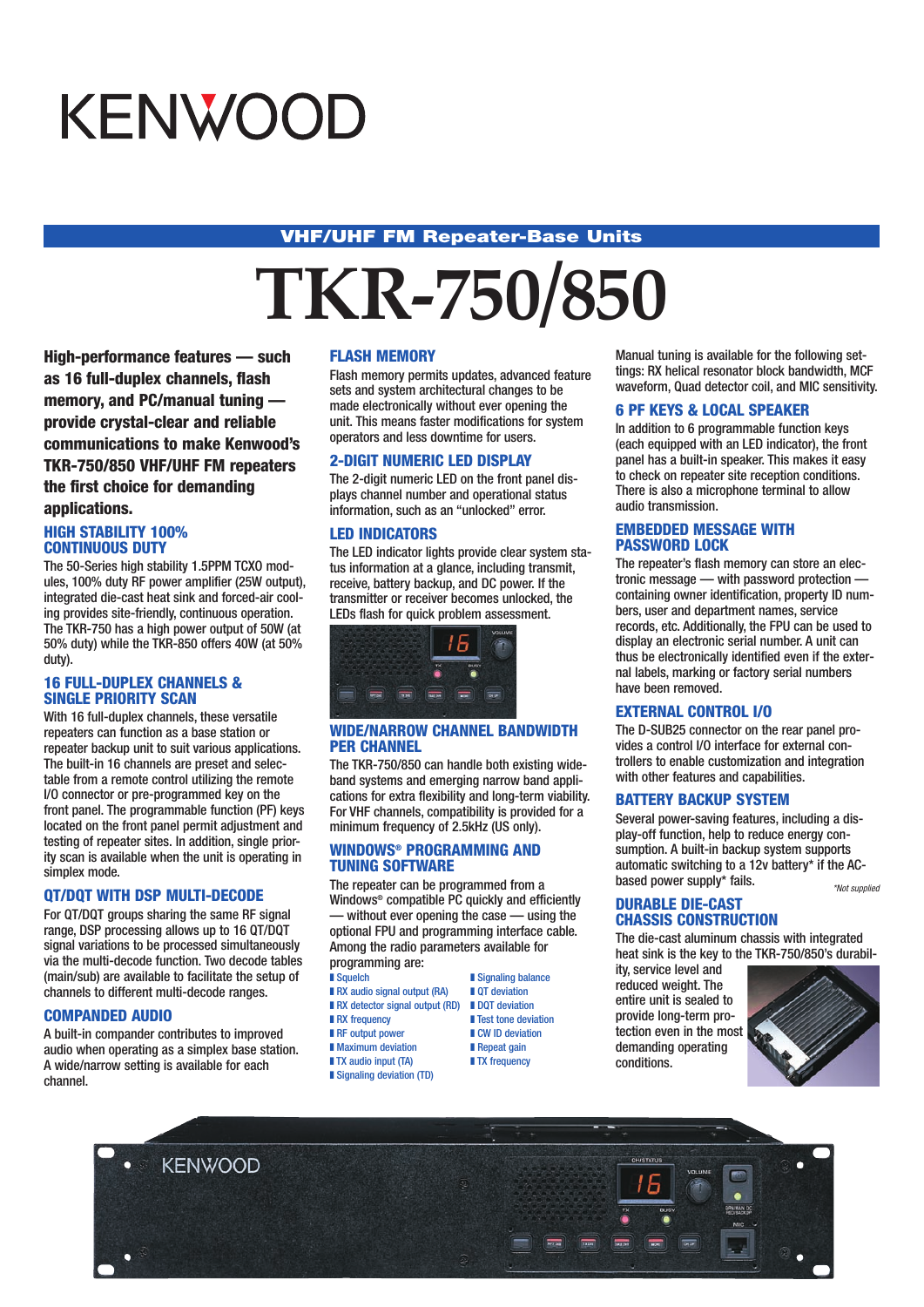# KENWOOD

## VHF/UHF FM Repeater-Base Units

# TKR-750/850

**High-performance features — such as 16 full-duplex channels, flash memory, and PC/manual tuning — provide crystal-clear and reliable communications to make Kenwood's TKR-750/850 VHF/UHF FM repeaters the first choice for demanding applications.**

### HIGH STABILITY 100% CONTINUOUS DUTY

The 50-Series high stability 1.5PPM TCXO modules, 100% duty RF power amplifier (25W output), integrated die-cast heat sink and forced-air cooling provides site-friendly, continuous operation. The TKR-750 has a high power output of 50W (at 50% duty) while the TKR-850 offers 40W (at 50% duty).

### 16 FULL-DUPLEX CHANNELS & SINGLE PRIORITY SCAN

With 16 full-duplex channels, these versatile repeaters can function as a base station or repeater backup unit to suit various applications. The built-in 16 channels are preset and selectable from a remote control utilizing the remote I/O connector or pre-programmed key on the front panel. The programmable function (PF) keys located on the front panel permit adjustment and testing of repeater sites. In addition, single priority scan is available when the unit is operating in simplex mode.

### QT/DQT WITH DSP MULTI-DECODE

For QT/DQT groups sharing the same RF signal range, DSP processing allows up to 16 QT/DQT signal variations to be processed simultaneously via the multi-decode function. Two decode tables (main/sub) are available to facilitate the setup of channels to different multi-decode ranges.

### COMPANDED AUDIO

A built-in compander contributes to improved audio when operating as a simplex base station. A wide/narrow setting is available for each channel.

### FLASH MEMORY

Flash memory permits updates, advanced feature sets and system architectural changes to be made electronically without ever opening the unit. This means faster modifications for system operators and less downtime for users.

### 2-DIGIT NUMERIC LED DISPLAY

The 2-digit numeric LED on the front panel displays channel number and operational status information, such as an "unlocked" error.

### LED INDICATORS

The LED indicator lights provide clear system status information at a glance, including transmit, receive, battery backup, and DC power. If the transmitter or receiver becomes unlocked, the LEDs flash for quick problem assessment.

### WIDE/NARROW CHANNEL BANDWIDTH PER CHANNEL

The TKR-750/850 can handle both existing wideband systems and emerging narrow band applications for extra flexibility and long-term viability. For VHF channels, compatibility is provided for a minimum frequency of 2.5kHz (US only).

### WINDOWS® PROGRAMMING AND TUNING SOFTWARE

The repeater can be programmed from a Windows® compatible PC quickly and efficiently — without ever opening the case — using the optional FPU and programming interface cable. Among the radio parameters available for programming are:

- Squelch
- RX audio signal output (RA)
- RX detector signal output (RD)
- RX frequency
- RF output power
- Maximum deviation
- TX audio input (TA)
- Signaling deviation (TD)
- Signaling balance
- QT deviation
- DQT deviation
- Test tone deviation
- CW ID deviation
- Repeat gain
- TX frequency

Manual tuning is available for the following settings: RX helical resonator block bandwidth, MCF waveform, Quad detector coil, and MIC sensitivity.

### 6 PF KEYS & LOCAL SPEAKER

In addition to 6 programmable function keys (each equipped with an LED indicator), the front panel has a built-in speaker. This makes it easy to check on repeater site reception conditions. There is also a microphone terminal to allow audio transmission.

### EMBEDDED MESSAGE WITH PASSWORD LOCK

The repeater's flash memory can store an electronic message — with password protection — containing owner identification, property ID numbers, user and department names, service records, etc. Additionally, the FPU can be used to display an electronic serial number. A unit can thus be electronically identified even if the external labels, marking or factory serial numbers have been removed.

### EXTERNAL CONTROL I/O

The D-SUB25 connector on the rear panel provides a control I/O interface for external controllers to enable customization and integration with other features and capabilities.

### BATTERY BACKUP SYSTEM

Several power-saving features, including a display-off function, help to reduce energy consumption. A built-in backup system supports automatic switching to a 12v battery* if the AC-based power supply* fails.

*Not supplied

### DURABLE DIE-CAST CHASSIS CONSTRUCTION

The die-cast aluminum chassis with integrated heat sink is the key to the TKR-750/850's durability, service level and reduced weight. The entire unit is sealed to provide long-term protection even in the most demanding operating conditions.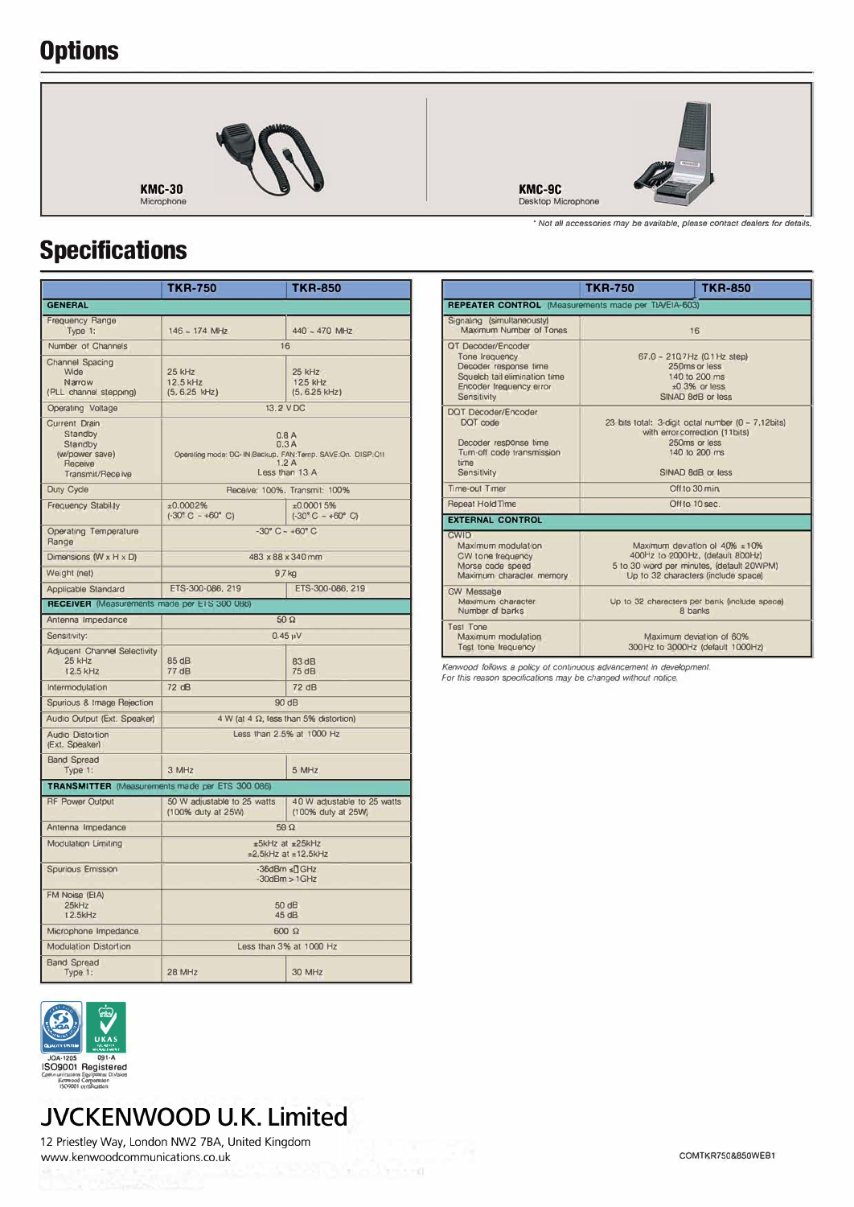# Options

**KMC-30**
Microphone

**KMC-9C**
Desktop Microphone

*\* Not all accessories may be available, please contact dealers for details.*

# Specifications

| | TKR-750 | TKR-850 |
|---|---|---|
| **GENERAL** | | |
| Frequency Range<br>Type 1: | 146 – 174 MHz | 440 – 470 MHz |
| Number of Channels | 16 | |
| Channel Spacing<br>Wide<br>Narrow<br>(PLL channel stepping) | 25 kHz<br>12.5 kHz<br>(5, 6.25 kHz) | 25 kHz<br>12.5 kHz<br>(5, 6.25 kHz) |
| Operating Voltage | 13.2 V DC | |
| Current Drain<br>Standby<br>Standby<br>(w/power save)<br>Receive<br>Transmit/Receive | 0.8 A<br>0.3 A<br>Operating mode: DC-IN:Backup, FAN:Temp. SAVE:On. DISP:Off<br>1.2 A<br>Less than 13 A | |
| Duty Cycle | Receive: 100%. Transmit: 100% | |
| Frequency Stability | ±0.0002%<br>(-30° C – +60° C) | ±0.0001 5%<br>(-30° C – +60° C) |
| Operating Temperature Range | -30° C – +60° C | |
| Dimensions (W x H x D) | 483 x 88 x 340 mm | |
| Weight (net) | 9.7 kg | |
| Applicable Standard | ETS-300-086, 219 | ETS-300-086, 219 |
| **RECEIVER** (Measurements made per ETS 300 086) | | |
| Antenna Impedance | 50 Ω | |
| Sensitivity: | 0.45 µV | |
| Adjacent Channel Selectivity<br>25 kHz<br>12.5 kHz | 85 dB<br>77 dB | 83 dB<br>75 dB |
| Intermodulation | 72 dB | 72 dB |
| Spurious & Image Rejection | 90 dB | |
| Audio Output (Ext. Speaker) | 4 W (at 4 Ω, less than 5% distortion) | |
| Audio Distortion (Ext. Speaker) | Less than 2.5% at 1000 Hz | |
| Band Spread<br>Type 1: | 3 MHz | 5 MHz |
| **TRANSMITTER** (Measurements made per ETS 300 086) | | |
| RF Power Output | 50 W adjustable to 25 watts<br>(100% duty at 25W) | 40 W adjustable to 25 watts<br>(100% duty at 25W) |
| Antenna Impedance | 50 Ω | |
| Modulation Limiting | ±5kHz at ±25kHz<br>±2.5kHz at ±12.5kHz | |
| Spurious Emission | -36dBm ≤1GHz<br>-30dBm > 1GHz | |
| FM Noise (EIA)<br>25kHz<br>12.5kHz | 50 dB<br>45 dB | |
| Microphone Impedance | 600 Ω | |
| Modulation Distortion | Less than 3% at 1000 Hz | |
| Band Spread<br>Type 1: | 28 MHz | 30 MHz |

| | TKR-750 | TKR-850 |
|---|---|---|
| **REPEATER CONTROL** (Measurements made per TIA/EIA-603) | | |
| Signaling (simultaneously)<br>Maximum Number of Tones | 16 | |
| QT Decoder/Encoder<br>Tone frequency<br>Decoder response time<br>Squelch tail elimination time<br>Encoder frequency error<br>Sensitivity | 67.0 – 210.7Hz (0.1Hz step)<br>250ms or less<br>140 to 200 ms<br>±0.3% or less<br>SINAD 8dB or less | |
| DQT Decoder/Encoder<br>DQT code<br><br>Decoder response time<br>Turn-off code transmission time<br>Sensitivity | 23 bits total: 3-digit octal number (0 – 7,12bits)<br>with error correction (11bits)<br>250ms or less<br>140 to 200 ms<br><br>SINAD 8dB or less | |
| Time-out Timer | Off to 30 min. | |
| Repeat Hold Time | Off to 10 sec. | |
| **EXTERNAL CONTROL** | | |
| CWID<br>Maximum modulation<br>CW tone frequency<br>Morse code speed<br>Maximum character memory | Maximum deviation of 40% ±10%<br>400Hz to 2000Hz, (default 800Hz)<br>5 to 30 word per minutes, (default 20WPM)<br>Up to 32 characters (include space) | |
| CW Message<br>Maximum character<br>Number of banks | Up to 32 characters per bank (include space)<br>8 banks | |
| Test Tone<br>Maximum modulation<br>Test tone frequency | Maximum deviation of 60%<br>300Hz to 3000Hz (default 1000Hz) | |

*Kenwood follows a policy of continuous advancement in development.*
*For this reason specifications may be changed without notice.*

JQA-1205 091-A
ISO9001 Registered
Communications Equipment Division
Kenwood Corporation
ISO9001 certification

## JVCKENWOOD U.K. Limited

12 Priestley Way, London NW2 7BA, United Kingdom
www.kenwoodcommunications.co.uk

COMTKR750&850WEB1